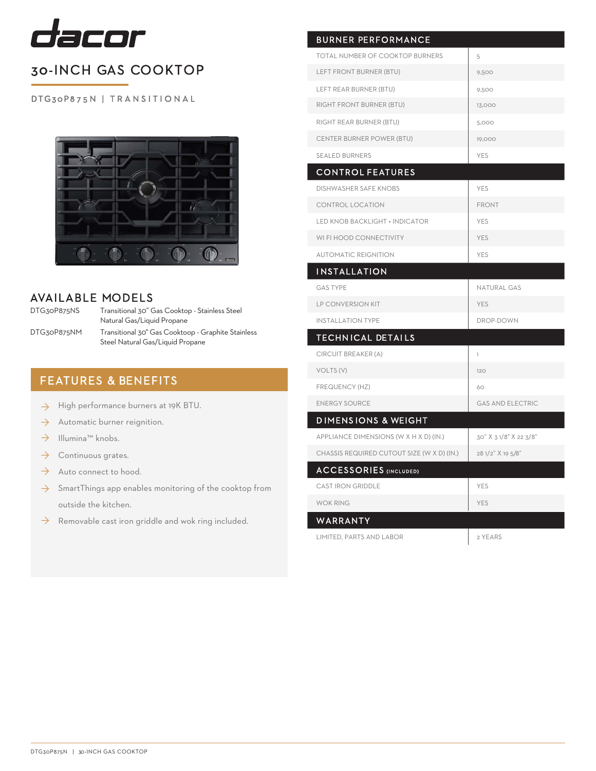# dacor

## 30-INCH GAS COOKTOP

DTG30P875N | TRANSITIONAL

## AVAILABLE MODELS

| | |
|---|---|
| DTG30P875NS | Transitional 30" Gas Cooktop - Stainless Steel Natural Gas/Liquid Propane |
| DTG30P875NM | Transitional 30" Gas Cooktoop - Graphite Stainless Steel Natural Gas/Liquid Propane |

## FEATURES & BENEFITS

- High performance burners at 19K BTU.
- Automatic burner reignition.
- Illumina™ knobs.
- Continuous grates.
- Auto connect to hood.
- SmartThings app enables monitoring of the cooktop from outside the kitchen.
- Removable cast iron griddle and wok ring included.

| BURNER PERFORMANCE | |
|---|---|
| TOTAL NUMBER OF COOKTOP BURNERS | 5 |
| LEFT FRONT BURNER (BTU) | 9,500 |
| LEFT REAR BURNER (BTU) | 9,500 |
| RIGHT FRONT BURNER (BTU) | 13,000 |
| RIGHT REAR BURNER (BTU) | 5,000 |
| CENTER BURNER POWER (BTU) | 19,000 |
| SEALED BURNERS | YES |
| **CONTROL FEATURES** | |
| DISHWASHER SAFE KNOBS | YES |
| CONTROL LOCATION | FRONT |
| LED KNOB BACKLIGHT + INDICATOR | YES |
| WI FI HOOD CONNECTIVITY | YES |
| AUTOMATIC REIGNITION | YES |
| **INSTALLATION** | |
| GAS TYPE | NATURAL GAS |
| LP CONVERSION KIT | YES |
| INSTALLATION TYPE | DROP-DOWN |
| **TECHNICAL DETAILS** | |
| CIRCUIT BREAKER (A) | 1 |
| VOLTS (V) | 120 |
| FREQUENCY (HZ) | 60 |
| ENERGY SOURCE | GAS AND ELECTRIC |
| **DIMENSIONS & WEIGHT** | |
| APPLIANCE DIMENSIONS (W X H X D) (IN.) | 30" X 3 1/8" X 22 3/8" |
| CHASSIS REQUIRED CUTOUT SIZE (W X D) (IN.) | 28 1/2" X 19 5/8" |
| **ACCESSORIES (INCLUDED)** | |
| CAST IRON GRIDDLE | YES |
| WOK RING | YES |
| **WARRANTY** | |
| LIMITED, PARTS AND LABOR | 2 YEARS |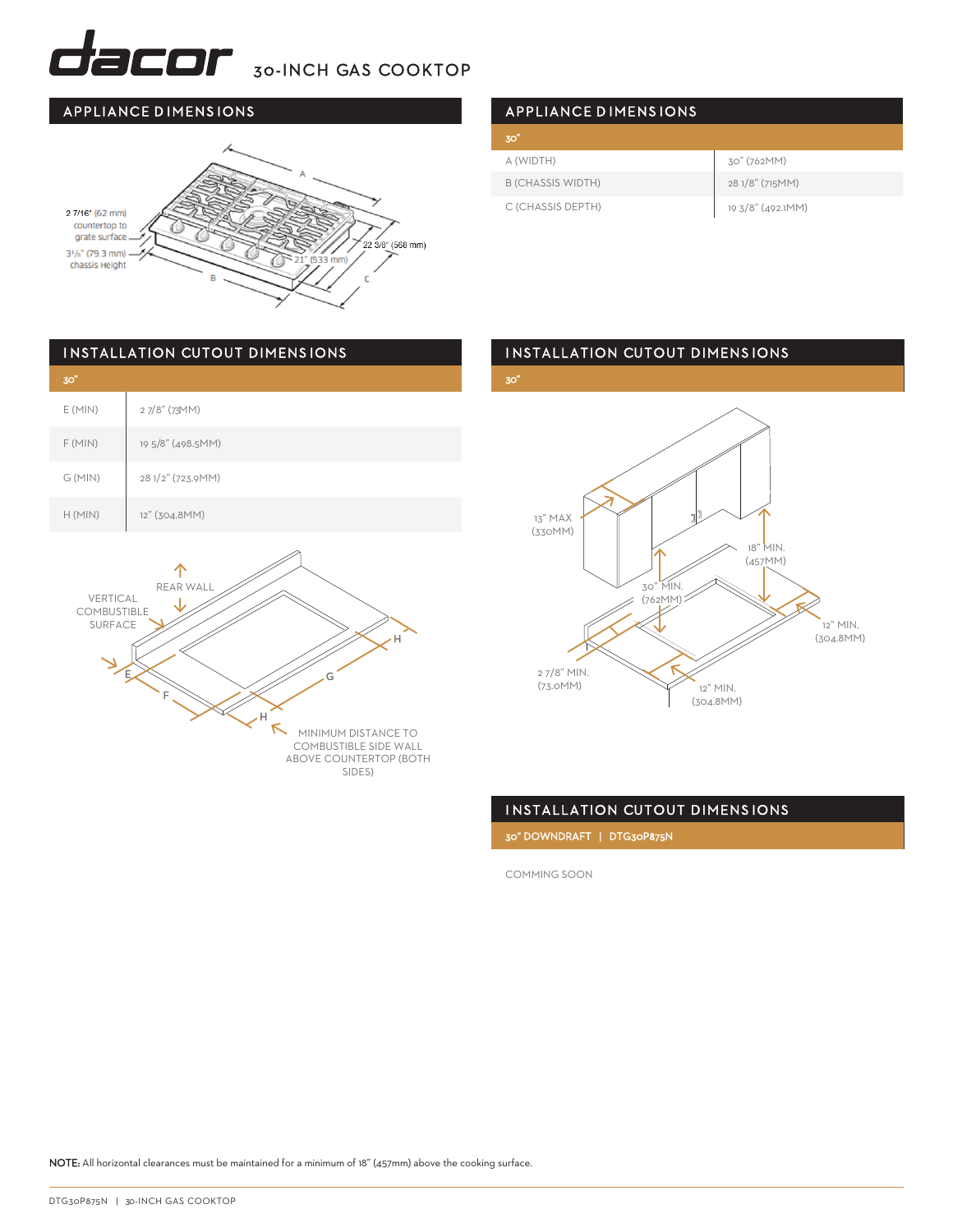# dacor 30-INCH GAS COOKTOP

## APPLIANCE DIMENSIONS

2 7/16" (62 mm) countertop to grate surface

3¹/₈" (79.3 mm) chassis height

22 3/8" (568 mm)

21" (533 mm)

A

B

C

## APPLIANCE DIMENSIONS

| 30" | |
|---|---|
| A (WIDTH) | 30" (762MM) |
| B (CHASSIS WIDTH) | 28 1/8" (715MM) |
| C (CHASSIS DEPTH) | 19 3/8" (492.1MM) |

## INSTALLATION CUTOUT DIMENSIONS

| 30" | |
|---|---|
| E (MIN) | 2 7/8" (73MM) |
| F (MIN) | 19 5/8" (498.5MM) |
| G (MIN) | 28 1/2" (723.9MM) |
| H (MIN) | 12" (304.8MM) |

REAR WALL

VERTICAL COMBUSTIBLE SURFACE

E

F

G

H

H

MINIMUM DISTANCE TO COMBUSTIBLE SIDE WALL ABOVE COUNTERTOP (BOTH SIDES)

## INSTALLATION CUTOUT DIMENSIONS

30"

13" MAX (330MM)

18" MIN. (457MM)

30" MIN. (762MM)

12" MIN. (304.8MM)

2 7/8" MIN. (73.0MM)

12" MIN. (304.8MM)

## INSTALLATION CUTOUT DIMENSIONS

30" DOWNDRAFT | DTG30P875N

COMMING SOON

**NOTE:** All horizontal clearances must be maintained for a minimum of 18" (457mm) above the cooking surface.